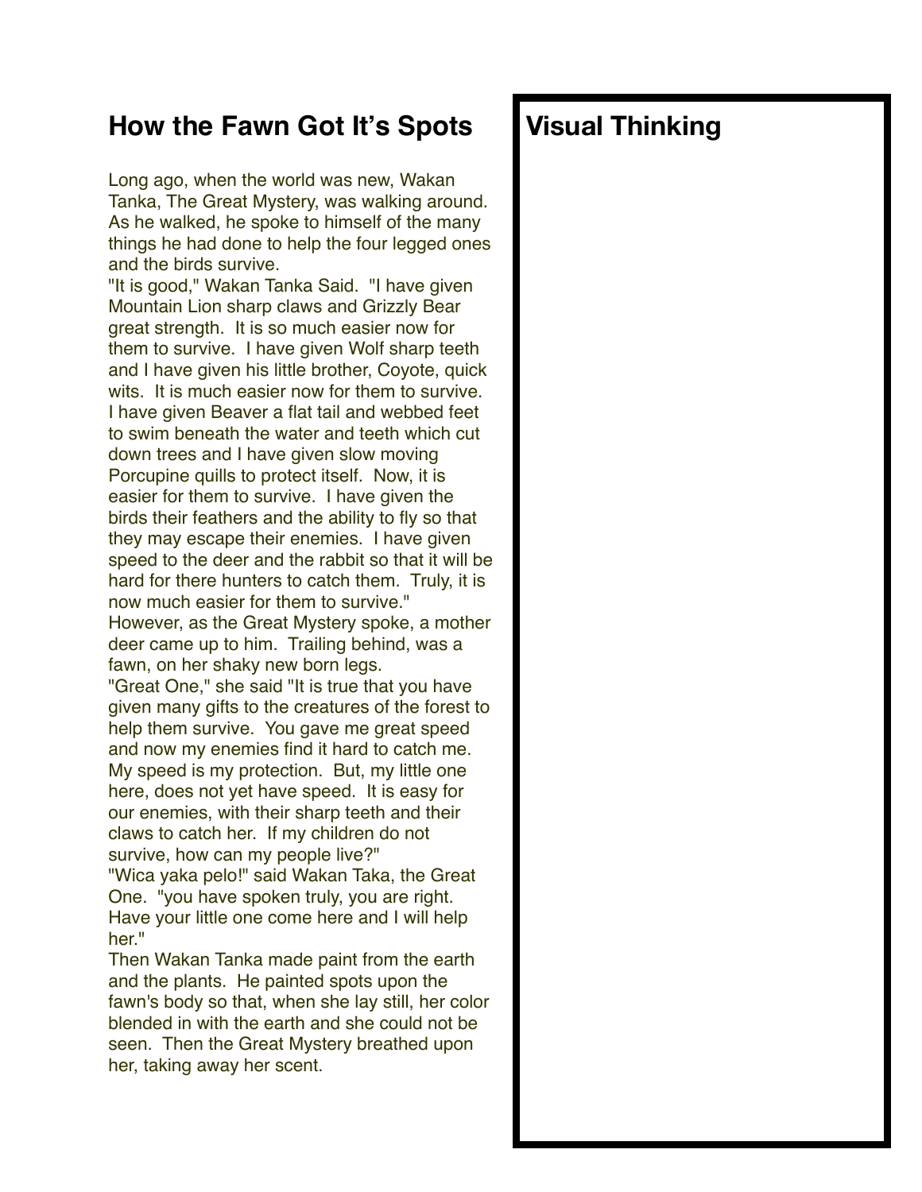# How the Fawn Got It's Spots

Long ago, when the world was new, Wakan Tanka, The Great Mystery, was walking around. As he walked, he spoke to himself of the many things he had done to help the four legged ones and the birds survive.

"It is good," Wakan Tanka Said. "I have given Mountain Lion sharp claws and Grizzly Bear great strength. It is so much easier now for them to survive. I have given Wolf sharp teeth and I have given his little brother, Coyote, quick wits. It is much easier now for them to survive. I have given Beaver a flat tail and webbed feet to swim beneath the water and teeth which cut down trees and I have given slow moving Porcupine quills to protect itself. Now, it is easier for them to survive. I have given the birds their feathers and the ability to fly so that they may escape their enemies. I have given speed to the deer and the rabbit so that it will be hard for there hunters to catch them. Truly, it is now much easier for them to survive."

However, as the Great Mystery spoke, a mother deer came up to him. Trailing behind, was a fawn, on her shaky new born legs.

"Great One," she said "It is true that you have given many gifts to the creatures of the forest to help them survive. You gave me great speed and now my enemies find it hard to catch me. My speed is my protection. But, my little one here, does not yet have speed. It is easy for our enemies, with their sharp teeth and their claws to catch her. If my children do not survive, how can my people live?"

"Wica yaka pelo!" said Wakan Taka, the Great One. "you have spoken truly, you are right. Have your little one come here and I will help her."

Then Wakan Tanka made paint from the earth and the plants. He painted spots upon the fawn's body so that, when she lay still, her color blended in with the earth and she could not be seen. Then the Great Mystery breathed upon her, taking away her scent.

## Visual Thinking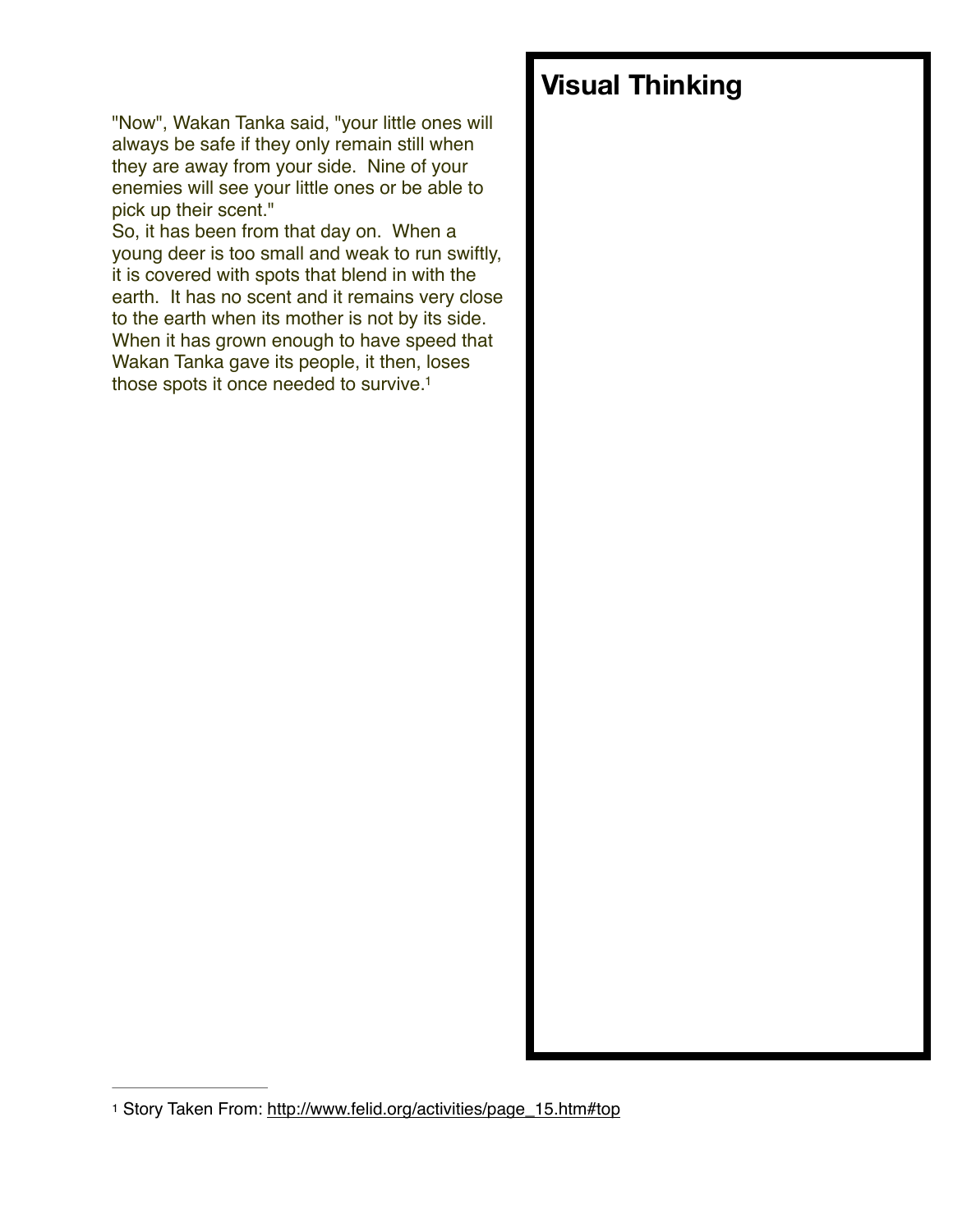"Now", Wakan Tanka said, "your little ones will always be safe if they only remain still when they are away from your side. Nine of your enemies will see your little ones or be able to pick up their scent."

So, it has been from that day on. When a young deer is too small and weak to run swiftly, it is covered with spots that blend in with the earth. It has no scent and it remains very close to the earth when its mother is not by its side. When it has grown enough to have speed that Wakan Tanka gave its people, it then, loses those spots it once needed to survive.[1]

## Visual Thinking

[1] Story Taken From: http://www.felid.org/activities/page_15.htm#top